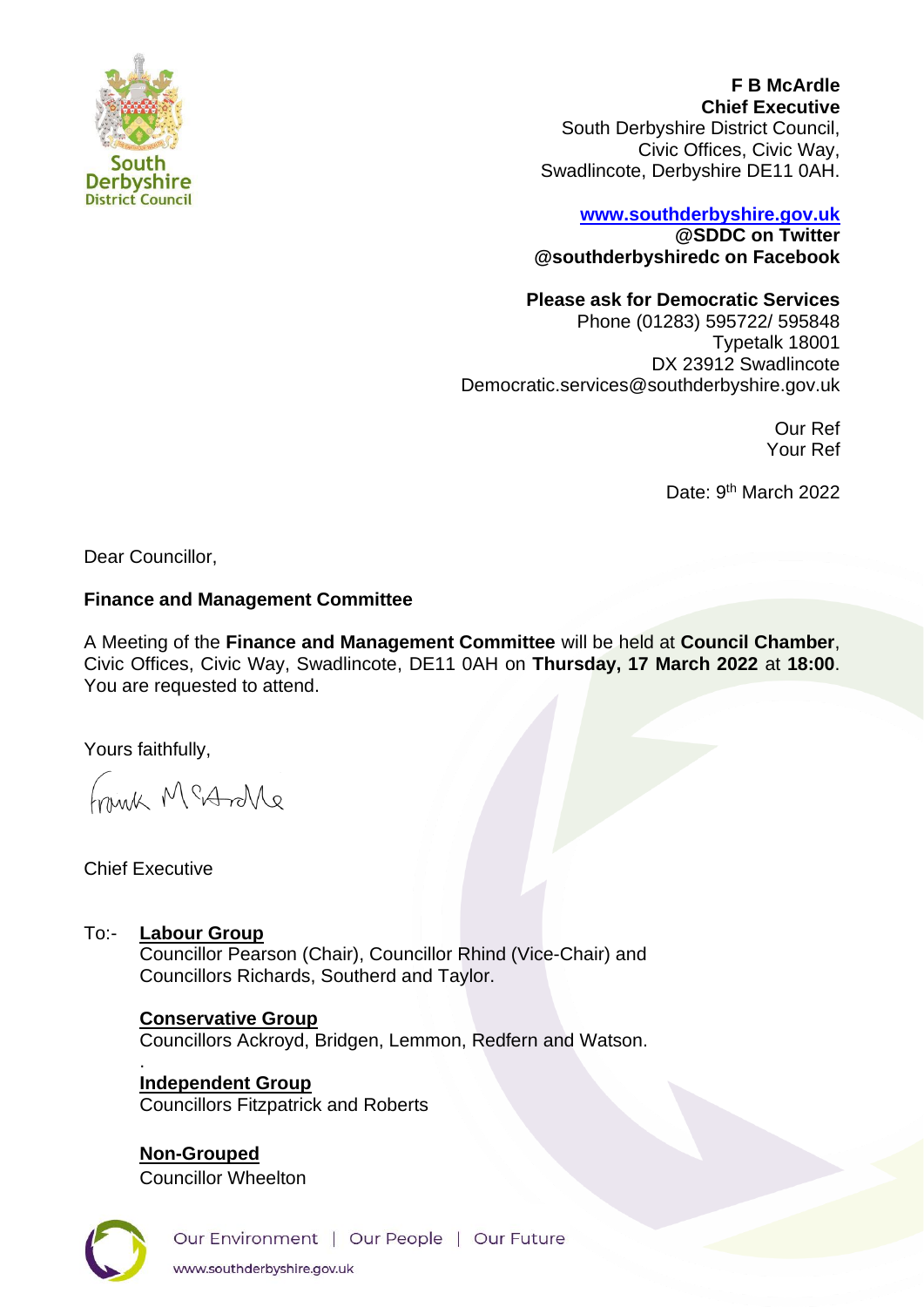South Derbyshire District Council

**F B McArdle**
**Chief Executive**
South Derbyshire District Council,
Civic Offices, Civic Way,
Swadlincote, Derbyshire DE11 0AH.

**www.southderbyshire.gov.uk**
**@SDDC on Twitter**
**@southderbyshiredc on Facebook**

**Please ask for Democratic Services**
Phone (01283) 595722/ 595848
Typetalk 18001
DX 23912 Swadlincote
Democratic.services@southderbyshire.gov.uk

Our Ref
Your Ref

Date: 9th March 2022

Dear Councillor,

**Finance and Management Committee**

A Meeting of the **Finance and Management Committee** will be held at **Council Chamber**, Civic Offices, Civic Way, Swadlincote, DE11 0AH on **Thursday, 17 March 2022** at **18:00**. You are requested to attend.

Yours faithfully,

Frank McArdle

Chief Executive

To:-

**Labour Group**
Councillor Pearson (Chair), Councillor Rhind (Vice-Chair) and Councillors Richards, Southerd and Taylor.

**Conservative Group**
Councillors Ackroyd, Bridgen, Lemmon, Redfern and Watson.

**Independent Group**
Councillors Fitzpatrick and Roberts

**Non-Grouped**
Councillor Wheelton

Our Environment | Our People | Our Future
www.southderbyshire.gov.uk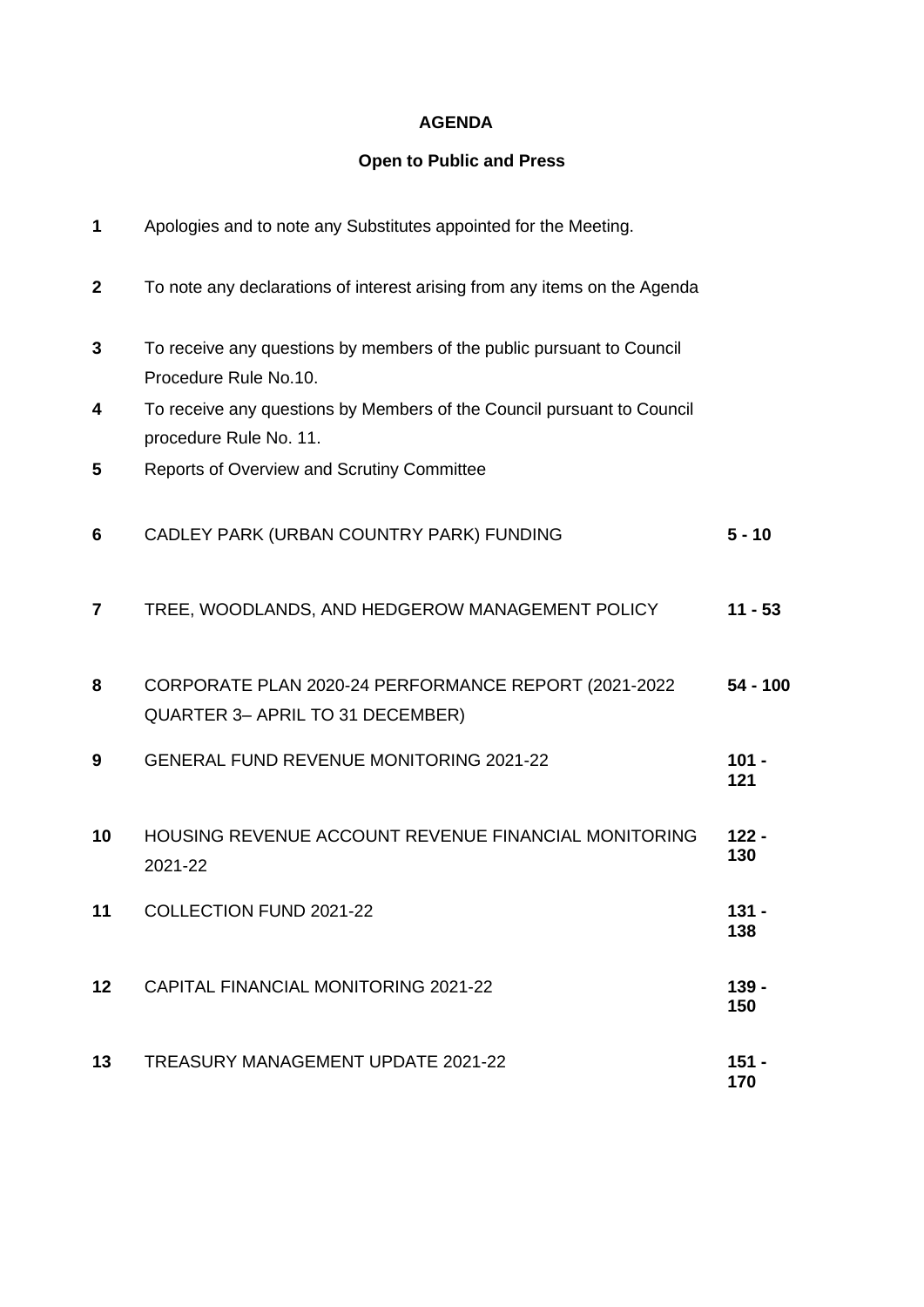**AGENDA**

**Open to Public and Press**

| | | |
|---|---|---|
| **1** | Apologies and to note any Substitutes appointed for the Meeting. | |
| **2** | To note any declarations of interest arising from any items on the Agenda | |
| **3** | To receive any questions by members of the public pursuant to Council Procedure Rule No.10. | |
| **4** | To receive any questions by Members of the Council pursuant to Council procedure Rule No. 11. | |
| **5** | Reports of Overview and Scrutiny Committee | |
| **6** | CADLEY PARK (URBAN COUNTRY PARK) FUNDING | **5 - 10** |
| **7** | TREE, WOODLANDS, AND HEDGEROW MANAGEMENT POLICY | **11 - 53** |
| **8** | CORPORATE PLAN 2020-24 PERFORMANCE REPORT (2021-2022 QUARTER 3– APRIL TO 31 DECEMBER) | **54 - 100** |
| **9** | GENERAL FUND REVENUE MONITORING 2021-22 | **101 - 121** |
| **10** | HOUSING REVENUE ACCOUNT REVENUE FINANCIAL MONITORING 2021-22 | **122 - 130** |
| **11** | COLLECTION FUND 2021-22 | **131 - 138** |
| **12** | CAPITAL FINANCIAL MONITORING 2021-22 | **139 - 150** |
| **13** | TREASURY MANAGEMENT UPDATE 2021-22 | **151 - 170** |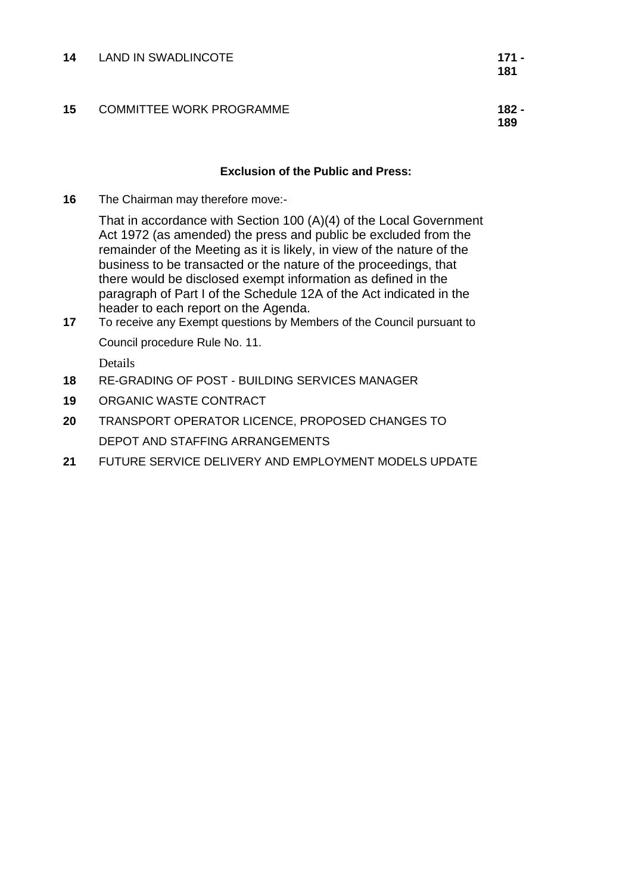| | | |
|---|---|---|
| **14** | LAND IN SWADLINCOTE | **171 - 181** |
| **15** | COMMITTEE WORK PROGRAMME | **182 - 189** |

**Exclusion of the Public and Press:**

**16** The Chairman may therefore move:-

That in accordance with Section 100 (A)(4) of the Local Government Act 1972 (as amended) the press and public be excluded from the remainder of the Meeting as it is likely, in view of the nature of the business to be transacted or the nature of the proceedings, that there would be disclosed exempt information as defined in the paragraph of Part I of the Schedule 12A of the Act indicated in the header to each report on the Agenda.

**17** To receive any Exempt questions by Members of the Council pursuant to Council procedure Rule No. 11.

Details

**18** RE-GRADING OF POST - BUILDING SERVICES MANAGER

**19** ORGANIC WASTE CONTRACT

**20** TRANSPORT OPERATOR LICENCE, PROPOSED CHANGES TO DEPOT AND STAFFING ARRANGEMENTS

**21** FUTURE SERVICE DELIVERY AND EMPLOYMENT MODELS UPDATE